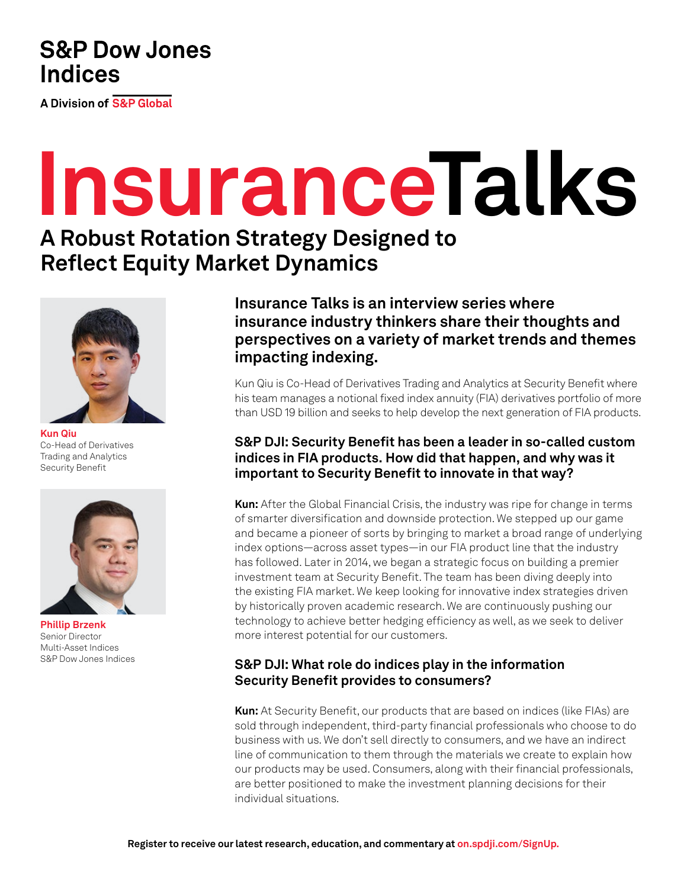S&P Dow Jones Indices

A Division of S&P Global

# InsuranceTalks

## A Robust Rotation Strategy Designed to Reflect Equity Market Dynamics

**Kun Qiu**
Co-Head of Derivatives Trading and Analytics
Security Benefit

**Phillip Brzenk**
Senior Director
Multi-Asset Indices
S&P Dow Jones Indices

### Insurance Talks is an interview series where insurance industry thinkers share their thoughts and perspectives on a variety of market trends and themes impacting indexing.

Kun Qiu is Co-Head of Derivatives Trading and Analytics at Security Benefit where his team manages a notional fixed index annuity (FIA) derivatives portfolio of more than USD 19 billion and seeks to help develop the next generation of FIA products.

### S&P DJI: Security Benefit has been a leader in so-called custom indices in FIA products. How did that happen, and why was it important to Security Benefit to innovate in that way?

**Kun:** After the Global Financial Crisis, the industry was ripe for change in terms of smarter diversification and downside protection. We stepped up our game and became a pioneer of sorts by bringing to market a broad range of underlying index options—across asset types—in our FIA product line that the industry has followed. Later in 2014, we began a strategic focus on building a premier investment team at Security Benefit. The team has been diving deeply into the existing FIA market. We keep looking for innovative index strategies driven by historically proven academic research. We are continuously pushing our technology to achieve better hedging efficiency as well, as we seek to deliver more interest potential for our customers.

### S&P DJI: What role do indices play in the information Security Benefit provides to consumers?

**Kun:** At Security Benefit, our products that are based on indices (like FIAs) are sold through independent, third-party financial professionals who choose to do business with us. We don't sell directly to consumers, and we have an indirect line of communication to them through the materials we create to explain how our products may be used. Consumers, along with their financial professionals, are better positioned to make the investment planning decisions for their individual situations.

**Register to receive our latest research, education, and commentary at on.spdji.com/SignUp.**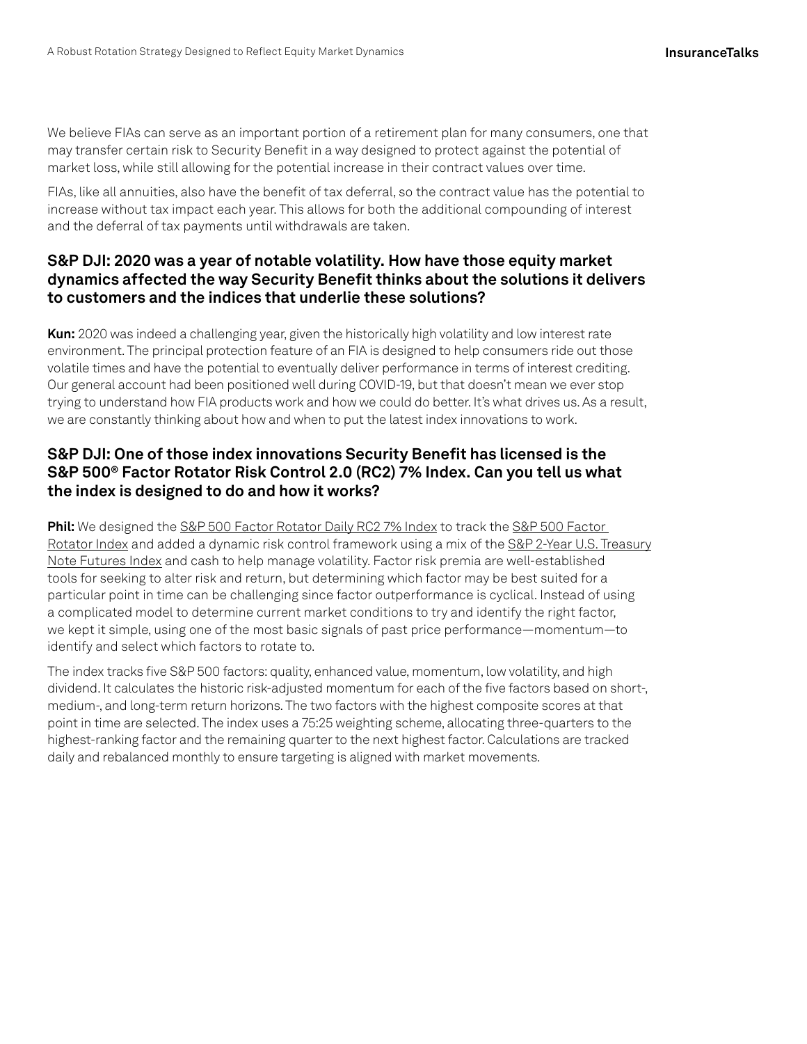We believe FIAs can serve as an important portion of a retirement plan for many consumers, one that may transfer certain risk to Security Benefit in a way designed to protect against the potential of market loss, while still allowing for the potential increase in their contract values over time.

FIAs, like all annuities, also have the benefit of tax deferral, so the contract value has the potential to increase without tax impact each year. This allows for both the additional compounding of interest and the deferral of tax payments until withdrawals are taken.

### S&P DJI: 2020 was a year of notable volatility. How have those equity market dynamics affected the way Security Benefit thinks about the solutions it delivers to customers and the indices that underlie these solutions?

**Kun:** 2020 was indeed a challenging year, given the historically high volatility and low interest rate environment. The principal protection feature of an FIA is designed to help consumers ride out those volatile times and have the potential to eventually deliver performance in terms of interest crediting. Our general account had been positioned well during COVID-19, but that doesn't mean we ever stop trying to understand how FIA products work and how we could do better. It's what drives us. As a result, we are constantly thinking about how and when to put the latest index innovations to work.

### S&P DJI: One of those index innovations Security Benefit has licensed is the S&P 500® Factor Rotator Risk Control 2.0 (RC2) 7% Index. Can you tell us what the index is designed to do and how it works?

**Phil:** We designed the S&P 500 Factor Rotator Daily RC2 7% Index to track the S&P 500 Factor Rotator Index and added a dynamic risk control framework using a mix of the S&P 2-Year U.S. Treasury Note Futures Index and cash to help manage volatility. Factor risk premia are well-established tools for seeking to alter risk and return, but determining which factor may be best suited for a particular point in time can be challenging since factor outperformance is cyclical. Instead of using a complicated model to determine current market conditions to try and identify the right factor, we kept it simple, using one of the most basic signals of past price performance—momentum—to identify and select which factors to rotate to.

The index tracks five S&P 500 factors: quality, enhanced value, momentum, low volatility, and high dividend. It calculates the historic risk-adjusted momentum for each of the five factors based on short-, medium-, and long-term return horizons. The two factors with the highest composite scores at that point in time are selected. The index uses a 75:25 weighting scheme, allocating three-quarters to the highest-ranking factor and the remaining quarter to the next highest factor. Calculations are tracked daily and rebalanced monthly to ensure targeting is aligned with market movements.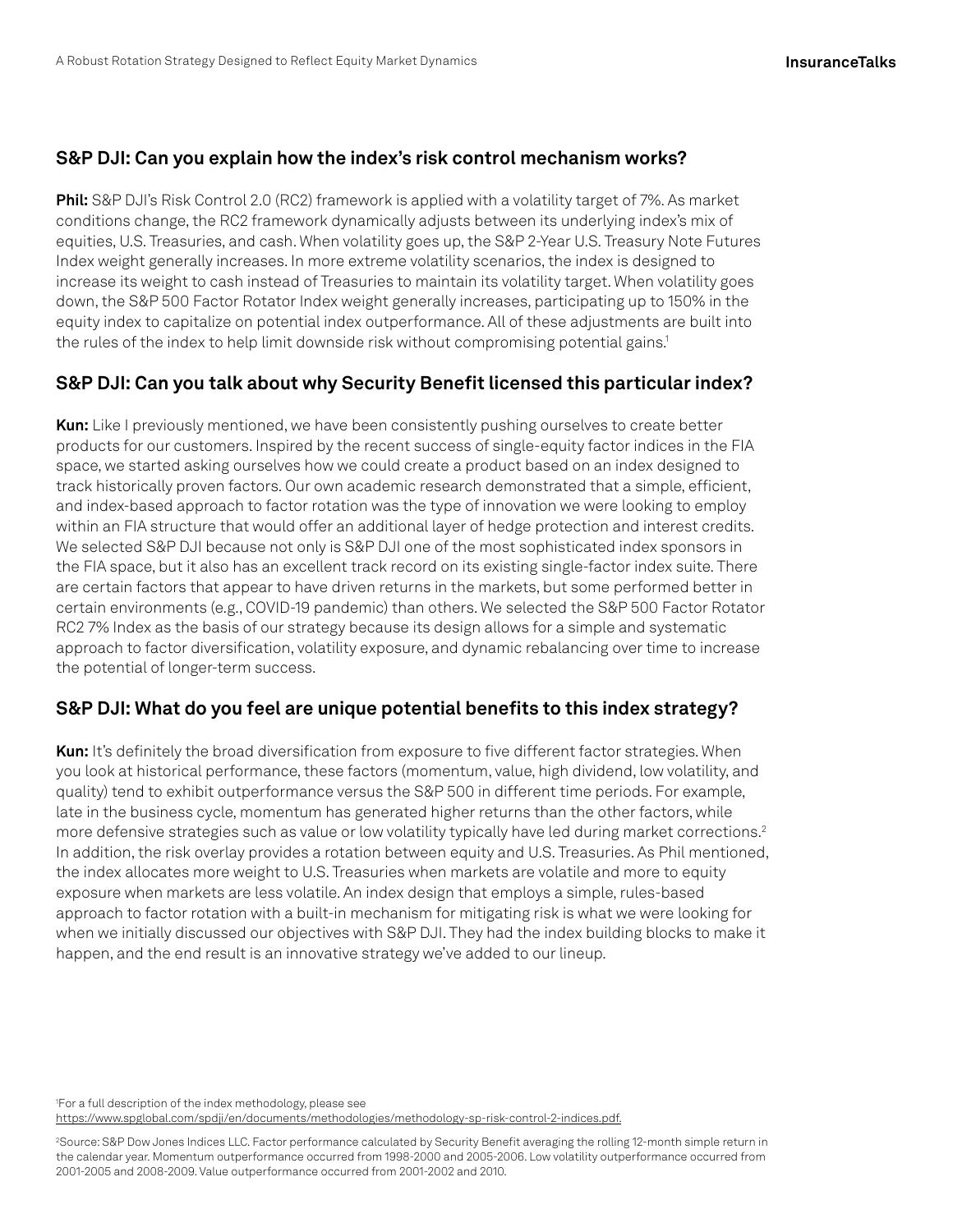## S&P DJI: Can you explain how the index's risk control mechanism works?

**Phil:** S&P DJI's Risk Control 2.0 (RC2) framework is applied with a volatility target of 7%. As market conditions change, the RC2 framework dynamically adjusts between its underlying index's mix of equities, U.S. Treasuries, and cash. When volatility goes up, the S&P 2-Year U.S. Treasury Note Futures Index weight generally increases. In more extreme volatility scenarios, the index is designed to increase its weight to cash instead of Treasuries to maintain its volatility target. When volatility goes down, the S&P 500 Factor Rotator Index weight generally increases, participating up to 150% in the equity index to capitalize on potential index outperformance. All of these adjustments are built into the rules of the index to help limit downside risk without compromising potential gains.[1]

## S&P DJI: Can you talk about why Security Benefit licensed this particular index?

**Kun:** Like I previously mentioned, we have been consistently pushing ourselves to create better products for our customers. Inspired by the recent success of single-equity factor indices in the FIA space, we started asking ourselves how we could create a product based on an index designed to track historically proven factors. Our own academic research demonstrated that a simple, efficient, and index-based approach to factor rotation was the type of innovation we were looking to employ within an FIA structure that would offer an additional layer of hedge protection and interest credits. We selected S&P DJI because not only is S&P DJI one of the most sophisticated index sponsors in the FIA space, but it also has an excellent track record on its existing single-factor index suite. There are certain factors that appear to have driven returns in the markets, but some performed better in certain environments (e.g., COVID-19 pandemic) than others. We selected the S&P 500 Factor Rotator RC2 7% Index as the basis of our strategy because its design allows for a simple and systematic approach to factor diversification, volatility exposure, and dynamic rebalancing over time to increase the potential of longer-term success.

## S&P DJI: What do you feel are unique potential benefits to this index strategy?

**Kun:** It's definitely the broad diversification from exposure to five different factor strategies. When you look at historical performance, these factors (momentum, value, high dividend, low volatility, and quality) tend to exhibit outperformance versus the S&P 500 in different time periods. For example, late in the business cycle, momentum has generated higher returns than the other factors, while more defensive strategies such as value or low volatility typically have led during market corrections.[2] In addition, the risk overlay provides a rotation between equity and U.S. Treasuries. As Phil mentioned, the index allocates more weight to U.S. Treasuries when markets are volatile and more to equity exposure when markets are less volatile. An index design that employs a simple, rules-based approach to factor rotation with a built-in mechanism for mitigating risk is what we were looking for when we initially discussed our objectives with S&P DJI. They had the index building blocks to make it happen, and the end result is an innovative strategy we've added to our lineup.

[1] For a full description of the index methodology, please see https://www.spglobal.com/spdji/en/documents/methodologies/methodology-sp-risk-control-2-indices.pdf.

[2] Source: S&P Dow Jones Indices LLC. Factor performance calculated by Security Benefit averaging the rolling 12-month simple return in the calendar year. Momentum outperformance occurred from 1998-2000 and 2005-2006. Low volatility outperformance occurred from 2001-2005 and 2008-2009. Value outperformance occurred from 2001-2002 and 2010.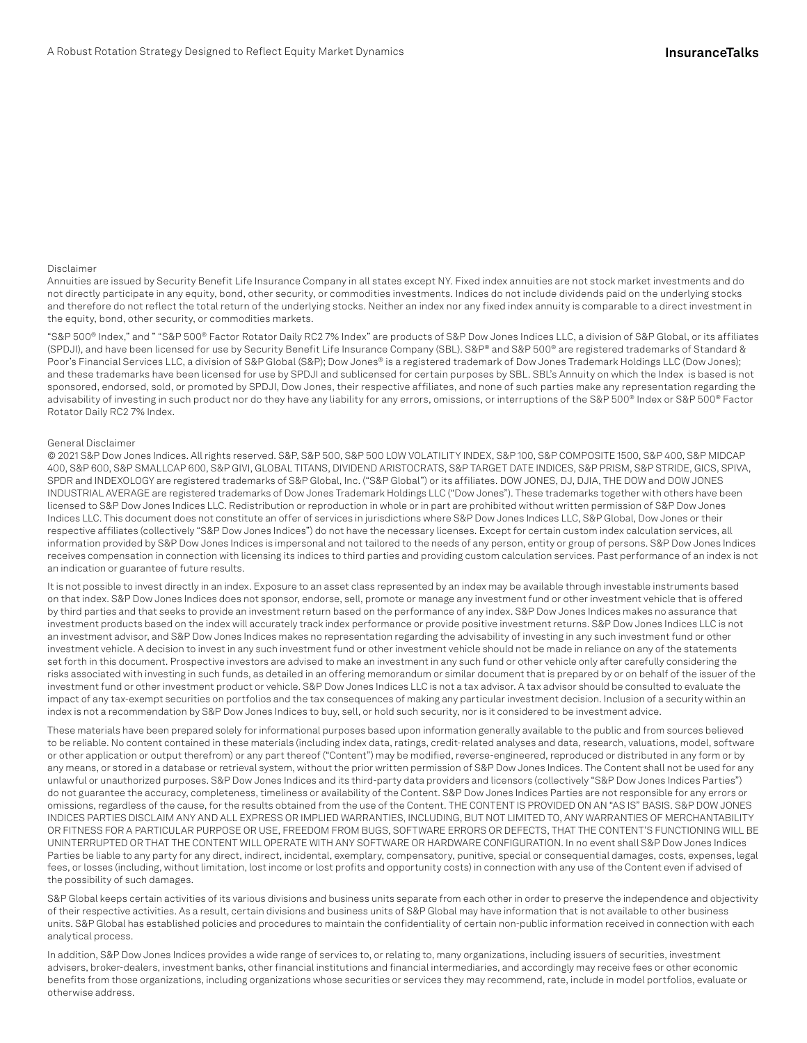Disclaimer

Annuities are issued by Security Benefit Life Insurance Company in all states except NY. Fixed index annuities are not stock market investments and do not directly participate in any equity, bond, other security, or commodities investments. Indices do not include dividends paid on the underlying stocks and therefore do not reflect the total return of the underlying stocks. Neither an index nor any fixed index annuity is comparable to a direct investment in the equity, bond, other security, or commodities markets.

"S&P 500® Index," and " "S&P 500® Factor Rotator Daily RC2 7% Index" are products of S&P Dow Jones Indices LLC, a division of S&P Global, or its affiliates (SPDJI), and have been licensed for use by Security Benefit Life Insurance Company (SBL). S&P® and S&P 500® are registered trademarks of Standard & Poor's Financial Services LLC, a division of S&P Global (S&P); Dow Jones® is a registered trademark of Dow Jones Trademark Holdings LLC (Dow Jones); and these trademarks have been licensed for use by SPDJI and sublicensed for certain purposes by SBL. SBL's Annuity on which the Index is based is not sponsored, endorsed, sold, or promoted by SPDJI, Dow Jones, their respective affiliates, and none of such parties make any representation regarding the advisability of investing in such product nor do they have any liability for any errors, omissions, or interruptions of the S&P 500® Index or S&P 500® Factor Rotator Daily RC2 7% Index.

General Disclaimer

© 2021 S&P Dow Jones Indices. All rights reserved. S&P, S&P 500, S&P 500 LOW VOLATILITY INDEX, S&P 100, S&P COMPOSITE 1500, S&P 400, S&P MIDCAP 400, S&P 600, S&P SMALLCAP 600, S&P GIVI, GLOBAL TITANS, DIVIDEND ARISTOCRATS, S&P TARGET DATE INDICES, S&P PRISM, S&P STRIDE, GICS, SPIVA, SPDR and INDEXOLOGY are registered trademarks of S&P Global, Inc. ("S&P Global") or its affiliates. DOW JONES, DJ, DJIA, THE DOW and DOW JONES INDUSTRIAL AVERAGE are registered trademarks of Dow Jones Trademark Holdings LLC ("Dow Jones"). These trademarks together with others have been licensed to S&P Dow Jones Indices LLC. Redistribution or reproduction in whole or in part are prohibited without written permission of S&P Dow Jones Indices LLC. This document does not constitute an offer of services in jurisdictions where S&P Dow Jones Indices LLC, S&P Global, Dow Jones or their respective affiliates (collectively "S&P Dow Jones Indices") do not have the necessary licenses. Except for certain custom index calculation services, all information provided by S&P Dow Jones Indices is impersonal and not tailored to the needs of any person, entity or group of persons. S&P Dow Jones Indices receives compensation in connection with licensing its indices to third parties and providing custom calculation services. Past performance of an index is not an indication or guarantee of future results.

It is not possible to invest directly in an index. Exposure to an asset class represented by an index may be available through investable instruments based on that index. S&P Dow Jones Indices does not sponsor, endorse, sell, promote or manage any investment fund or other investment vehicle that is offered by third parties and that seeks to provide an investment return based on the performance of any index. S&P Dow Jones Indices makes no assurance that investment products based on the index will accurately track index performance or provide positive investment returns. S&P Dow Jones Indices LLC is not an investment advisor, and S&P Dow Jones Indices makes no representation regarding the advisability of investing in any such investment fund or other investment vehicle. A decision to invest in any such investment fund or other investment vehicle should not be made in reliance on any of the statements set forth in this document. Prospective investors are advised to make an investment in any such fund or other vehicle only after carefully considering the risks associated with investing in such funds, as detailed in an offering memorandum or similar document that is prepared by or on behalf of the issuer of the investment fund or other investment product or vehicle. S&P Dow Jones Indices LLC is not a tax advisor. A tax advisor should be consulted to evaluate the impact of any tax-exempt securities on portfolios and the tax consequences of making any particular investment decision. Inclusion of a security within an index is not a recommendation by S&P Dow Jones Indices to buy, sell, or hold such security, nor is it considered to be investment advice.

These materials have been prepared solely for informational purposes based upon information generally available to the public and from sources believed to be reliable. No content contained in these materials (including index data, ratings, credit-related analyses and data, research, valuations, model, software or other application or output therefrom) or any part thereof ("Content") may be modified, reverse-engineered, reproduced or distributed in any form or by any means, or stored in a database or retrieval system, without the prior written permission of S&P Dow Jones Indices. The Content shall not be used for any unlawful or unauthorized purposes. S&P Dow Jones Indices and its third-party data providers and licensors (collectively "S&P Dow Jones Indices Parties") do not guarantee the accuracy, completeness, timeliness or availability of the Content. S&P Dow Jones Indices Parties are not responsible for any errors or omissions, regardless of the cause, for the results obtained from the use of the Content. THE CONTENT IS PROVIDED ON AN "AS IS" BASIS. S&P DOW JONES INDICES PARTIES DISCLAIM ANY AND ALL EXPRESS OR IMPLIED WARRANTIES, INCLUDING, BUT NOT LIMITED TO, ANY WARRANTIES OF MERCHANTABILITY OR FITNESS FOR A PARTICULAR PURPOSE OR USE, FREEDOM FROM BUGS, SOFTWARE ERRORS OR DEFECTS, THAT THE CONTENT'S FUNCTIONING WILL BE UNINTERRUPTED OR THAT THE CONTENT WILL OPERATE WITH ANY SOFTWARE OR HARDWARE CONFIGURATION. In no event shall S&P Dow Jones Indices Parties be liable to any party for any direct, indirect, incidental, exemplary, compensatory, punitive, special or consequential damages, costs, expenses, legal fees, or losses (including, without limitation, lost income or lost profits and opportunity costs) in connection with any use of the Content even if advised of the possibility of such damages.

S&P Global keeps certain activities of its various divisions and business units separate from each other in order to preserve the independence and objectivity of their respective activities. As a result, certain divisions and business units of S&P Global may have information that is not available to other business units. S&P Global has established policies and procedures to maintain the confidentiality of certain non-public information received in connection with each analytical process.

In addition, S&P Dow Jones Indices provides a wide range of services to, or relating to, many organizations, including issuers of securities, investment advisers, broker-dealers, investment banks, other financial institutions and financial intermediaries, and accordingly may receive fees or other economic benefits from those organizations, including organizations whose securities or services they may recommend, rate, include in model portfolios, evaluate or otherwise address.